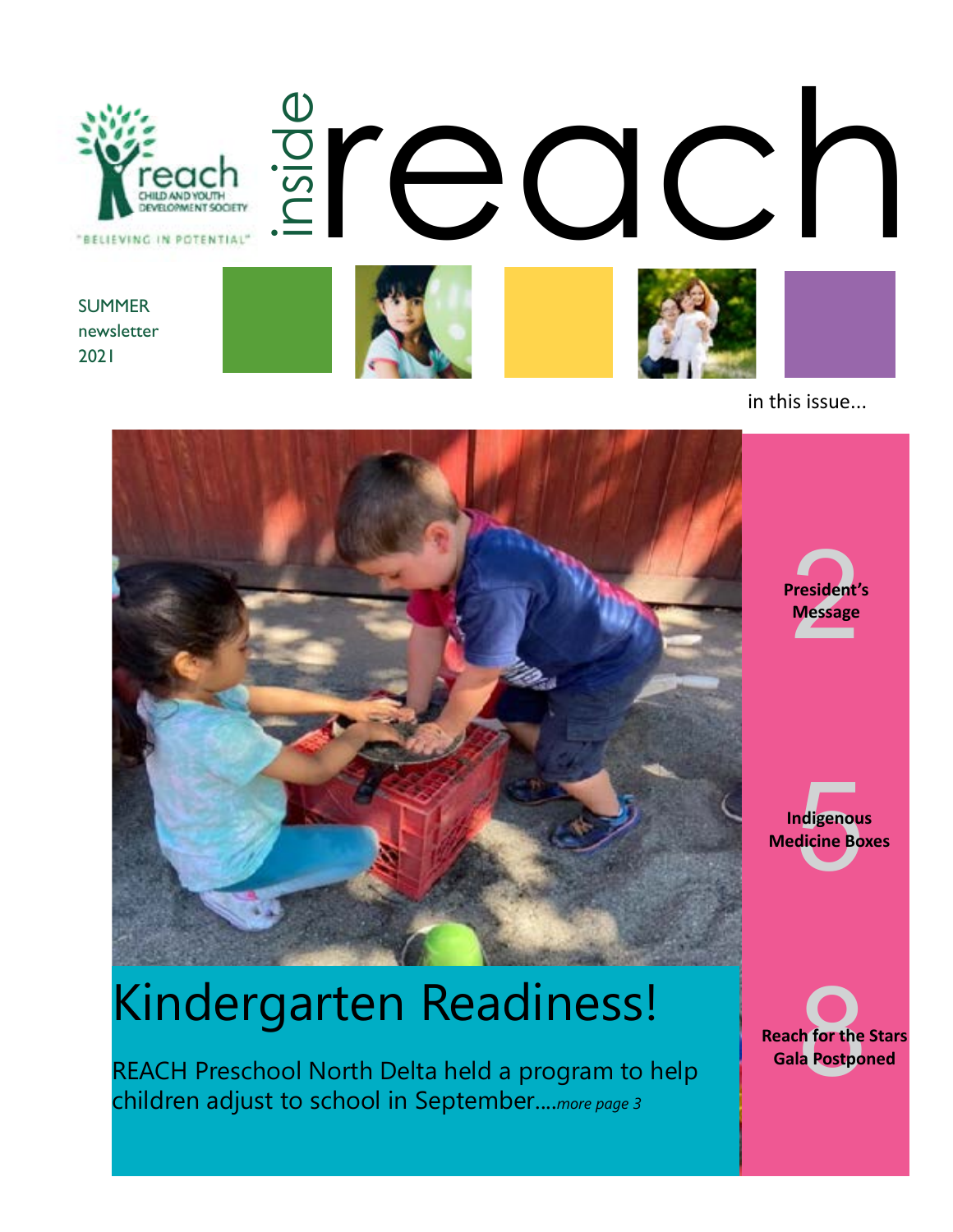# inside reach

reach CHILD AND YOUTH DEVELOPMENT SOCIETY

"BELIEVING IN POTENTIAL"

SUMMER newsletter 2021

in this issue...

**2** **President's Message**

**5** **Indigenous Medicine Boxes**

**8** **Reach for the Stars Gala Postponed**

## Kindergarten Readiness!

REACH Preschool North Delta held a program to help children adjust to school in September....*more page 3*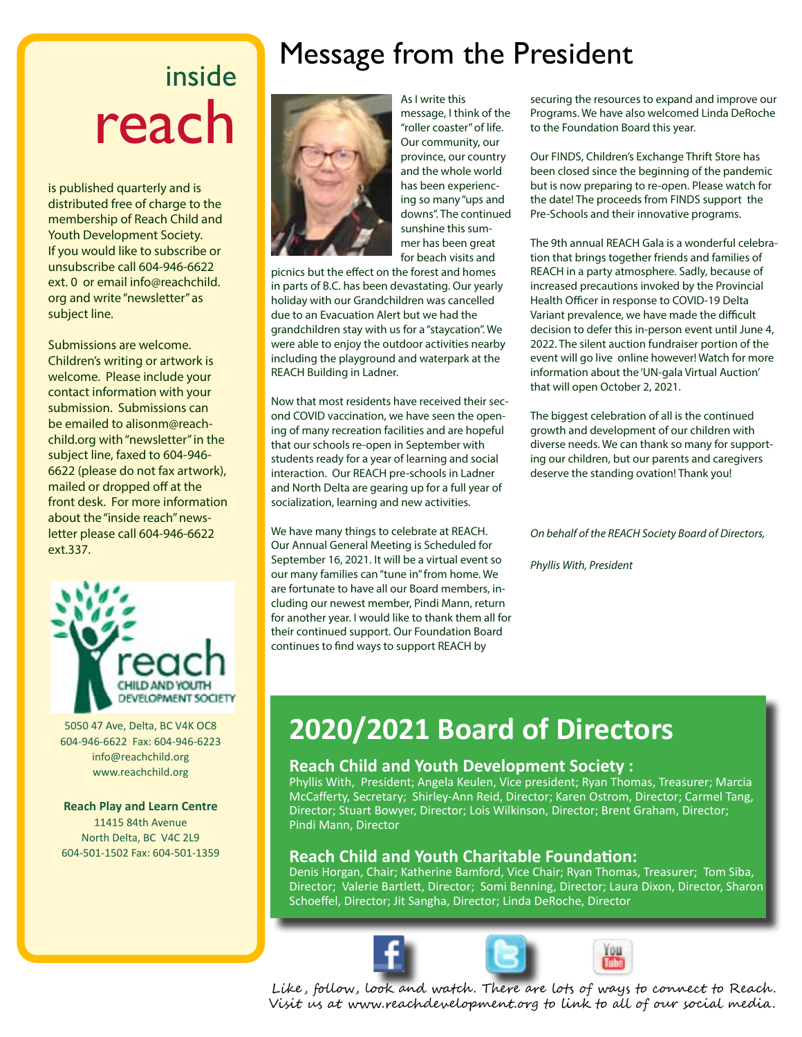# inside reach

is published quarterly and is distributed free of charge to the membership of Reach Child and Youth Development Society. If you would like to subscribe or unsubscribe call 604-946-6622 ext. 0 or email info@reachchild.org and write "newsletter" as subject line.

Submissions are welcome. Children's writing or artwork is welcome. Please include your contact information with your submission. Submissions can be emailed to alisonm@reachchild.org with "newsletter" in the subject line, faxed to 604-946-6622 (please do not fax artwork), mailed or dropped off at the front desk. For more information about the "inside reach" newsletter please call 604-946-6622 ext.337.

reach CHILD AND YOUTH DEVELOPMENT SOCIETY

5050 47 Ave, Delta, BC V4K OC8
604-946-6622 Fax: 604-946-6223
info@reachchild.org
www.reachchild.org

**Reach Play and Learn Centre**
11415 84th Avenue
North Delta, BC V4C 2L9
604-501-1502 Fax: 604-501-1359

# Message from the President

As I write this message, I think of the "roller coaster" of life. Our community, our province, our country and the whole world has been experiencing so many "ups and downs". The continued sunshine this summer has been great for beach visits and picnics but the effect on the forest and homes in parts of B.C. has been devastating. Our yearly holiday with our Grandchildren was cancelled due to an Evacuation Alert but we had the grandchildren stay with us for a "staycation". We were able to enjoy the outdoor activities nearby including the playground and waterpark at the REACH Building in Ladner.

Now that most residents have received their second COVID vaccination, we have seen the opening of many recreation facilities and are hopeful that our schools re-open in September with students ready for a year of learning and social interaction. Our REACH pre-schools in Ladner and North Delta are gearing up for a full year of socialization, learning and new activities.

We have many things to celebrate at REACH. Our Annual General Meeting is Scheduled for September 16, 2021. It will be a virtual event so our many families can "tune in" from home. We are fortunate to have all our Board members, including our newest member, Pindi Mann, return for another year. I would like to thank them all for their continued support. Our Foundation Board continues to find ways to support REACH by securing the resources to expand and improve our Programs. We have also welcomed Linda DeRoche to the Foundation Board this year.

Our FINDS, Children's Exchange Thrift Store has been closed since the beginning of the pandemic but is now preparing to re-open. Please watch for the date! The proceeds from FINDS support the Pre-Schools and their innovative programs.

The 9th annual REACH Gala is a wonderful celebration that brings together friends and families of REACH in a party atmosphere. Sadly, because of increased precautions invoked by the Provincial Health Officer in response to COVID-19 Delta Variant prevalence, we have made the difficult decision to defer this in-person event until June 4, 2022. The silent auction fundraiser portion of the event will go live online however! Watch for more information about the 'UN-gala Virtual Auction' that will open October 2, 2021.

The biggest celebration of all is the continued growth and development of our children with diverse needs. We can thank so many for supporting our children, but our parents and caregivers deserve the standing ovation! Thank you!

*On behalf of the REACH Society Board of Directors,*

*Phyllis With, President*

# 2020/2021 Board of Directors

## Reach Child and Youth Development Society :

Phyllis With, President; Angela Keulen, Vice president; Ryan Thomas, Treasurer; Marcia McCafferty, Secretary; Shirley-Ann Reid, Director; Karen Ostrom, Director; Carmel Tang, Director; Stuart Bowyer, Director; Lois Wilkinson, Director; Brent Graham, Director; Pindi Mann, Director

## Reach Child and Youth Charitable Foundation:

Denis Horgan, Chair; Katherine Bamford, Vice Chair; Ryan Thomas, Treasurer; Tom Siba, Director; Valerie Bartlett, Director; Somi Benning, Director; Laura Dixon, Director, Sharon Schoeffel, Director; Jit Sangha, Director; Linda DeRoche, Director

Like, follow, look and watch. There are lots of ways to connect to Reach. Visit us at www.reachdevelopment.org to link to all of our social media.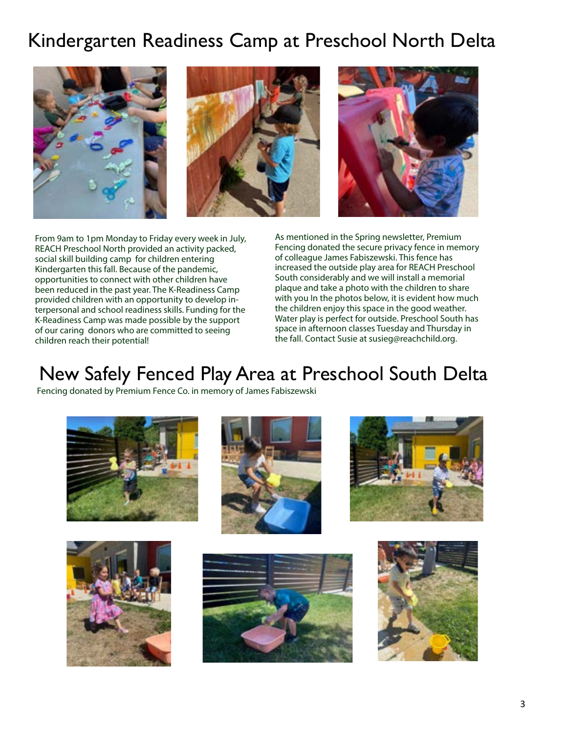# Kindergarten Readiness Camp at Preschool North Delta

From 9am to 1pm Monday to Friday every week in July, REACH Preschool North provided an activity packed, social skill building camp for children entering Kindergarten this fall. Because of the pandemic, opportunities to connect with other children have been reduced in the past year. The K-Readiness Camp provided children with an opportunity to develop interpersonal and school readiness skills. Funding for the K-Readiness Camp was made possible by the support of our caring donors who are committed to seeing children reach their potential!

As mentioned in the Spring newsletter, Premium Fencing donated the secure privacy fence in memory of colleague James Fabiszewski. This fence has increased the outside play area for REACH Preschool South considerably and we will install a memorial plaque and take a photo with the children to share with you In the photos below, it is evident how much the children enjoy this space in the good weather. Water play is perfect for outside. Preschool South has space in afternoon classes Tuesday and Thursday in the fall. Contact Susie at susieg@reachchild.org.

# New Safely Fenced Play Area at Preschool South Delta

Fencing donated by Premium Fence Co. in memory of James Fabiszewski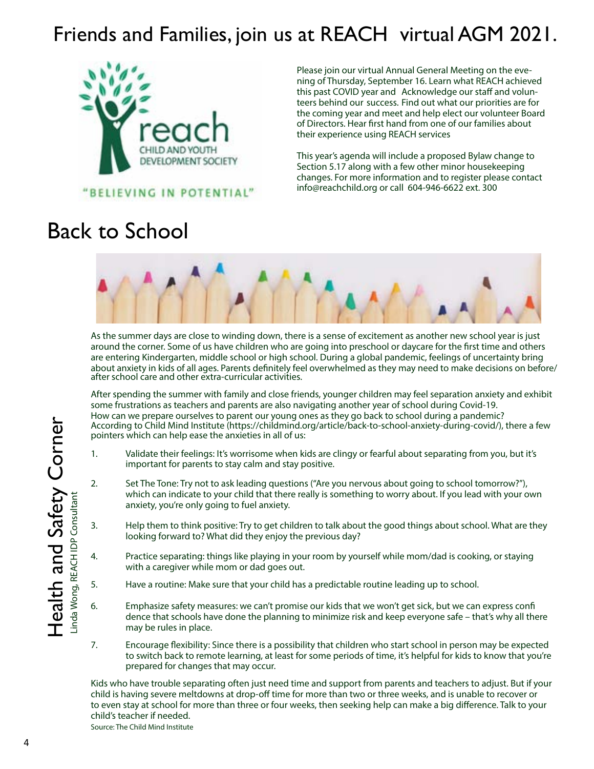# Friends and Families, join us at REACH virtual AGM 2021.

reach
CHILD AND YOUTH DEVELOPMENT SOCIETY

"BELIEVING IN POTENTIAL"

Please join our virtual Annual General Meeting on the evening of Thursday, September 16. Learn what REACH achieved this past COVID year and Acknowledge our staff and volunteers behind our success. Find out what our priorities are for the coming year and meet and help elect our volunteer Board of Directors. Hear first hand from one of our families about their experience using REACH services

This year's agenda will include a proposed Bylaw change to Section 5.17 along with a few other minor housekeeping changes. For more information and to register please contact info@reachchild.org or call 604-946-6622 ext. 300

# Back to School

**Health and Safety Corner**
Linda Wong, REACH IDP Consultant

As the summer days are close to winding down, there is a sense of excitement as another new school year is just around the corner. Some of us have children who are going into preschool or daycare for the first time and others are entering Kindergarten, middle school or high school. During a global pandemic, feelings of uncertainty bring about anxiety in kids of all ages. Parents definitely feel overwhelmed as they may need to make decisions on before/after school care and other extra-curricular activities.

After spending the summer with family and close friends, younger children may feel separation anxiety and exhibit some frustrations as teachers and parents are also navigating another year of school during Covid-19.
How can we prepare ourselves to parent our young ones as they go back to school during a pandemic?
According to Child Mind Institute (https://childmind.org/article/back-to-school-anxiety-during-covid/), there a few pointers which can help ease the anxieties in all of us:

1. Validate their feelings: It's worrisome when kids are clingy or fearful about separating from you, but it's important for parents to stay calm and stay positive.
2. Set The Tone: Try not to ask leading questions ("Are you nervous about going to school tomorrow?"), which can indicate to your child that there really is something to worry about. If you lead with your own anxiety, you're only going to fuel anxiety.
3. Help them to think positive: Try to get children to talk about the good things about school. What are they looking forward to? What did they enjoy the previous day?
4. Practice separating: things like playing in your room by yourself while mom/dad is cooking, or staying with a caregiver while mom or dad goes out.
5. Have a routine: Make sure that your child has a predictable routine leading up to school.
6. Emphasize safety measures: we can't promise our kids that we won't get sick, but we can express confidence that schools have done the planning to minimize risk and keep everyone safe – that's why all there may be rules in place.
7. Encourage flexibility: Since there is a possibility that children who start school in person may be expected to switch back to remote learning, at least for some periods of time, it's helpful for kids to know that you're prepared for changes that may occur.

Kids who have trouble separating often just need time and support from parents and teachers to adjust. But if your child is having severe meltdowns at drop-off time for more than two or three weeks, and is unable to recover or to even stay at school for more than three or four weeks, then seeking help can make a big difference. Talk to your child's teacher if needed.

Source: The Child Mind Institute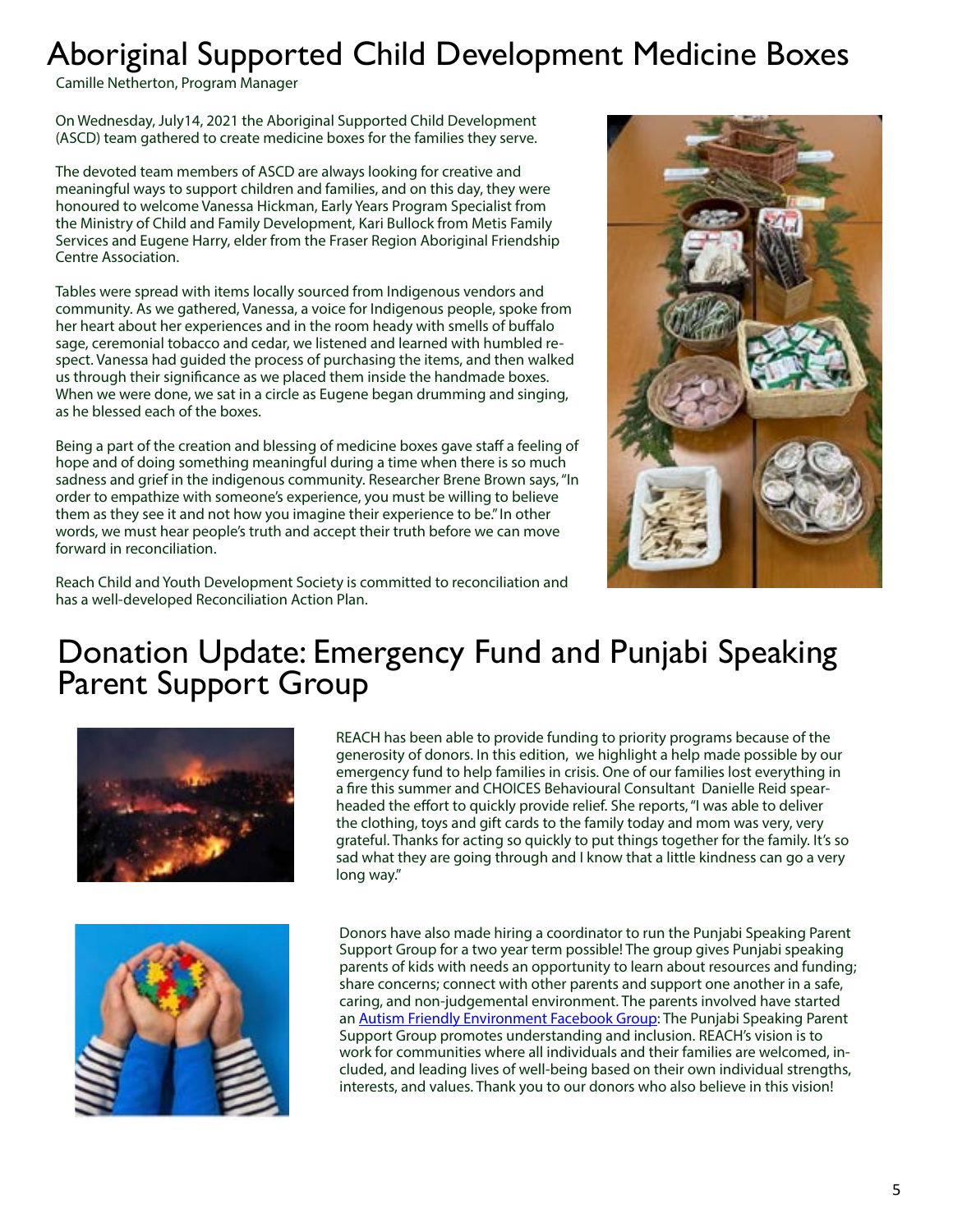# Aboriginal Supported Child Development Medicine Boxes

Camille Netherton, Program Manager

On Wednesday, July14, 2021 the Aboriginal Supported Child Development (ASCD) team gathered to create medicine boxes for the families they serve.

The devoted team members of ASCD are always looking for creative and meaningful ways to support children and families, and on this day, they were honoured to welcome Vanessa Hickman, Early Years Program Specialist from the Ministry of Child and Family Development, Kari Bullock from Metis Family Services and Eugene Harry, elder from the Fraser Region Aboriginal Friendship Centre Association.

Tables were spread with items locally sourced from Indigenous vendors and community. As we gathered, Vanessa, a voice for Indigenous people, spoke from her heart about her experiences and in the room heady with smells of buffalo sage, ceremonial tobacco and cedar, we listened and learned with humbled respect. Vanessa had guided the process of purchasing the items, and then walked us through their significance as we placed them inside the handmade boxes. When we were done, we sat in a circle as Eugene began drumming and singing, as he blessed each of the boxes.

Being a part of the creation and blessing of medicine boxes gave staff a feeling of hope and of doing something meaningful during a time when there is so much sadness and grief in the indigenous community. Researcher Brene Brown says, "In order to empathize with someone's experience, you must be willing to believe them as they see it and not how you imagine their experience to be." In other words, we must hear people's truth and accept their truth before we can move forward in reconciliation.

Reach Child and Youth Development Society is committed to reconciliation and has a well-developed Reconciliation Action Plan.

# Donation Update: Emergency Fund and Punjabi Speaking Parent Support Group

REACH has been able to provide funding to priority programs because of the generosity of donors. In this edition, we highlight a help made possible by our emergency fund to help families in crisis. One of our families lost everything in a fire this summer and CHOICES Behavioural Consultant Danielle Reid spearheaded the effort to quickly provide relief. She reports, "I was able to deliver the clothing, toys and gift cards to the family today and mom was very, very grateful. Thanks for acting so quickly to put things together for the family. It's so sad what they are going through and I know that a little kindness can go a very long way."

Donors have also made hiring a coordinator to run the Punjabi Speaking Parent Support Group for a two year term possible! The group gives Punjabi speaking parents of kids with needs an opportunity to learn about resources and funding; share concerns; connect with other parents and support one another in a safe, caring, and non-judgemental environment. The parents involved have started an Autism Friendly Environment Facebook Group: The Punjabi Speaking Parent Support Group promotes understanding and inclusion. REACH's vision is to work for communities where all individuals and their families are welcomed, included, and leading lives of well-being based on their own individual strengths, interests, and values. Thank you to our donors who also believe in this vision!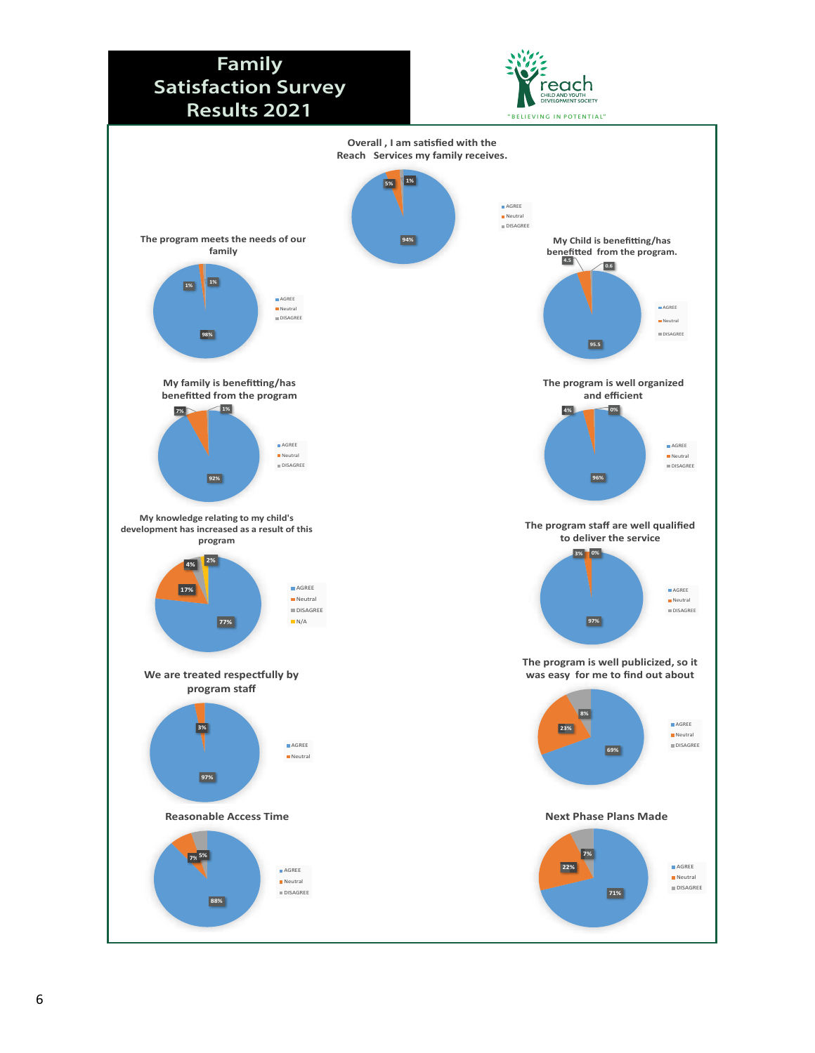# Family Satisfaction Survey Results 2021

reach
CHILD AND YOUTH DEVELOPMENT SOCIETY
"BELIEVING IN POTENTIAL"

**Overall , I am satisfied with the Reach Services my family receives.**

| Response | % |
|---|---|
| AGREE | 94% |
| Neutral | 5% |
| DISAGREE | 1% |

**The program meets the needs of our family**

| Response | % |
|---|---|
| AGREE | 98% |
| Neutral | 1% |
| DISAGREE | 1% |

**My Child is benefitting/has benefitted from the program.**

| Response | % |
|---|---|
| AGREE | 95.5 |
| Neutral | 4.5 |
| DISAGREE | 0.6 |

**My family is benefitting/has benefitted from the program**

| Response | % |
|---|---|
| AGREE | 92% |
| Neutral | 7% |
| DISAGREE | 1% |

**The program is well organized and efficient**

| Response | % |
|---|---|
| AGREE | 96% |
| Neutral | 4% |
| DISAGREE | 0% |

**My knowledge relating to my child's development has increased as a result of this program**

| Response | % |
|---|---|
| AGREE | 77% |
| Neutral | 17% |
| DISAGREE | 4% |
| N/A | 2% |

**The program staff are well qualified to deliver the service**

| Response | % |
|---|---|
| AGREE | 97% |
| Neutral | 3% |
| DISAGREE | 0% |

**We are treated respectfully by program staff**

| Response | % |
|---|---|
| AGREE | 97% |
| Neutral | 3% |

**The program is well publicized, so it was easy for me to find out about**

| Response | % |
|---|---|
| AGREE | 69% |
| Neutral | 23% |
| DISAGREE | 8% |

**Reasonable Access Time**

| Response | % |
|---|---|
| AGREE | 88% |
| Neutral | 7% |
| DISAGREE | 5% |

**Next Phase Plans Made**

| Response | % |
|---|---|
| AGREE | 71% |
| Neutral | 22% |
| DISAGREE | 7% |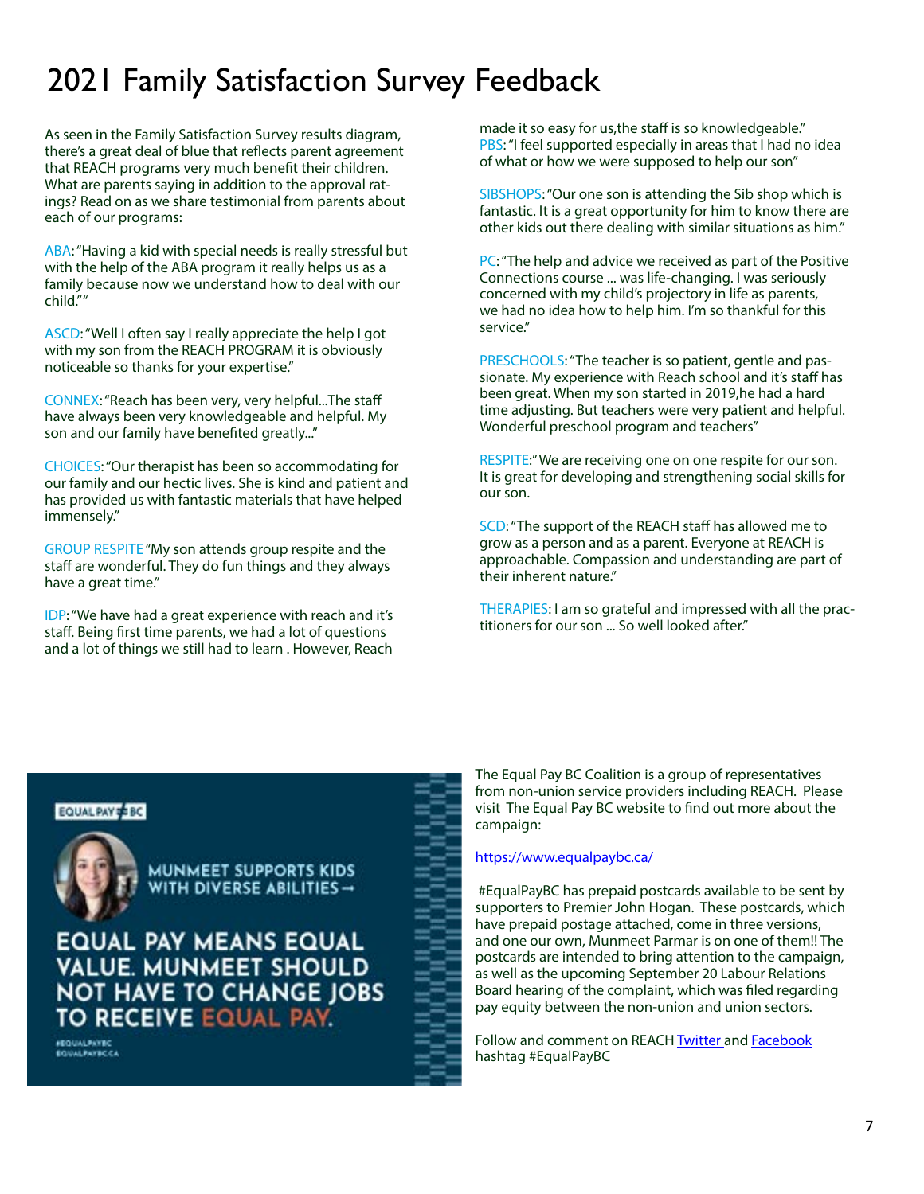# 2021 Family Satisfaction Survey Feedback

As seen in the Family Satisfaction Survey results diagram, there's a great deal of blue that reflects parent agreement that REACH programs very much benefit their children. What are parents saying in addition to the approval ratings? Read on as we share testimonial from parents about each of our programs:

ABA: "Having a kid with special needs is really stressful but with the help of the ABA program it really helps us as a family because now we understand how to deal with our child." "

ASCD: "Well I often say I really appreciate the help I got with my son from the REACH PROGRAM it is obviously noticeable so thanks for your expertise."

CONNEX: "Reach has been very, very helpful...The staff have always been very knowledgeable and helpful. My son and our family have benefited greatly..."

CHOICES: "Our therapist has been so accommodating for our family and our hectic lives. She is kind and patient and has provided us with fantastic materials that have helped immensely."

GROUP RESPITE "My son attends group respite and the staff are wonderful. They do fun things and they always have a great time."

IDP: "We have had a great experience with reach and it's staff. Being first time parents, we had a lot of questions and a lot of things we still had to learn . However, Reach made it so easy for us,the staff is so knowledgeable."

PBS: "I feel supported especially in areas that I had no idea of what or how we were supposed to help our son"

SIBSHOPS: "Our one son is attending the Sib shop which is fantastic. It is a great opportunity for him to know there are other kids out there dealing with similar situations as him."

PC: "The help and advice we received as part of the Positive Connections course ... was life-changing. I was seriously concerned with my child's projectory in life as parents, we had no idea how to help him. I'm so thankful for this service."

PRESCHOOLS: "The teacher is so patient, gentle and passionate. My experience with Reach school and it's staff has been great. When my son started in 2019,he had a hard time adjusting. But teachers were very patient and helpful. Wonderful preschool program and teachers"

RESPITE:" We are receiving one on one respite for our son. It is great for developing and strengthening social skills for our son.

SCD: "The support of the REACH staff has allowed me to grow as a person and as a parent. Everyone at REACH is approachable. Compassion and understanding are part of their inherent nature."

THERAPIES: I am so grateful and impressed with all the practitioners for our son ... So well looked after."

EQUAL PAY BC

MUNMEET SUPPORTS KIDS WITH DIVERSE ABILITIES →

EQUAL PAY MEANS EQUAL VALUE. MUNMEET SHOULD NOT HAVE TO CHANGE JOBS TO RECEIVE EQUAL PAY.

#EQUALPAYBC
EQUALPAYBC.CA

The Equal Pay BC Coalition is a group of representatives from non-union service providers including REACH. Please visit The Equal Pay BC website to find out more about the campaign:

https://www.equalpaybc.ca/

#EqualPayBC has prepaid postcards available to be sent by supporters to Premier John Hogan. These postcards, which have prepaid postage attached, come in three versions, and one our own, Munmeet Parmar is on one of them!! The postcards are intended to bring attention to the campaign, as well as the upcoming September 20 Labour Relations Board hearing of the complaint, which was filed regarding pay equity between the non-union and union sectors.

Follow and comment on REACH Twitter and Facebook hashtag #EqualPayBC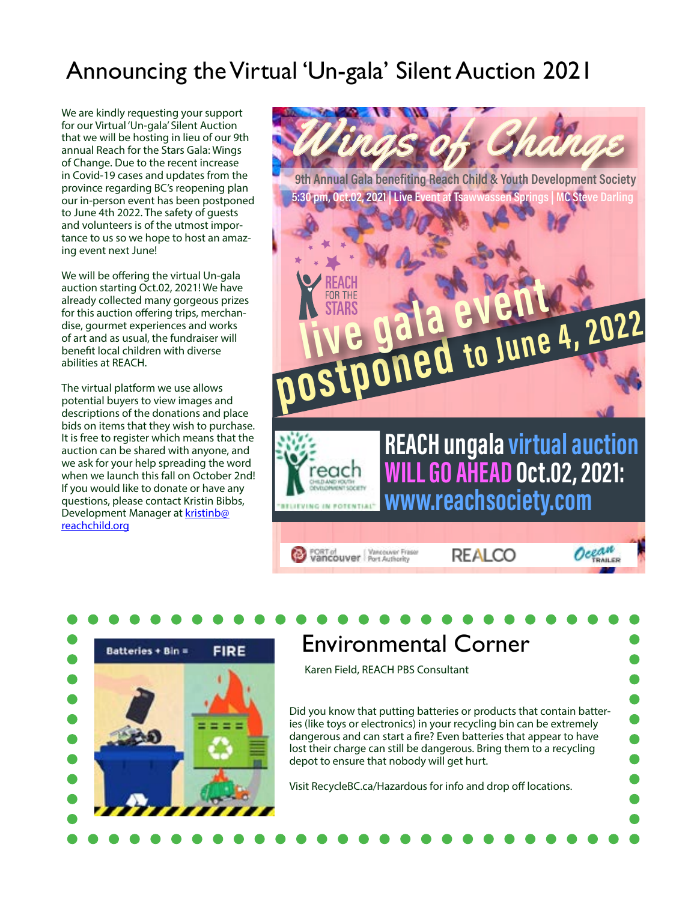# Announcing the Virtual 'Un-gala' Silent Auction 2021

We are kindly requesting your support for our Virtual 'Un-gala' Silent Auction that we will be hosting in lieu of our 9th annual Reach for the Stars Gala: Wings of Change. Due to the recent increase in Covid-19 cases and updates from the province regarding BC's reopening plan our in-person event has been postponed to June 4th 2022. The safety of guests and volunteers is of the utmost importance to us so we hope to host an amazing event next June!

We will be offering the virtual Un-gala auction starting Oct.02, 2021! We have already collected many gorgeous prizes for this auction offering trips, merchandise, gourmet experiences and works of art and as usual, the fundraiser will benefit local children with diverse abilities at REACH.

The virtual platform we use allows potential buyers to view images and descriptions of the donations and place bids on items that they wish to purchase. It is free to register which means that the auction can be shared with anyone, and we ask for your help spreading the word when we launch this fall on October 2nd! If you would like to donate or have any questions, please contact Kristin Bibbs, Development Manager at kristinb@reachchild.org

Wings of Change

9th Annual Gala benefiting Reach Child & Youth Development Society

5:30 pm, Oct.02, 2021 | Live Event at Tsawwassen Springs | MC Steve Darling

REACH FOR THE STARS

live gala event postponed to June 4, 2022

reach CHILD AND YOUTH DEVELOPMENT SOCIETY "BELIEVING IN POTENTIAL"

REACH ungala virtual auction WILL GO AHEAD Oct.02, 2021: www.reachsociety.com

PORT of vancouver | Vancouver Fraser Port Authority REALCO Ocean TRAILER

## Environmental Corner

Batteries + Bin = FIRE

Karen Field, REACH PBS Consultant

Did you know that putting batteries or products that contain batteries (like toys or electronics) in your recycling bin can be extremely dangerous and can start a fire? Even batteries that appear to have lost their charge can still be dangerous. Bring them to a recycling depot to ensure that nobody will get hurt.

Visit RecycleBC.ca/Hazardous for info and drop off locations.